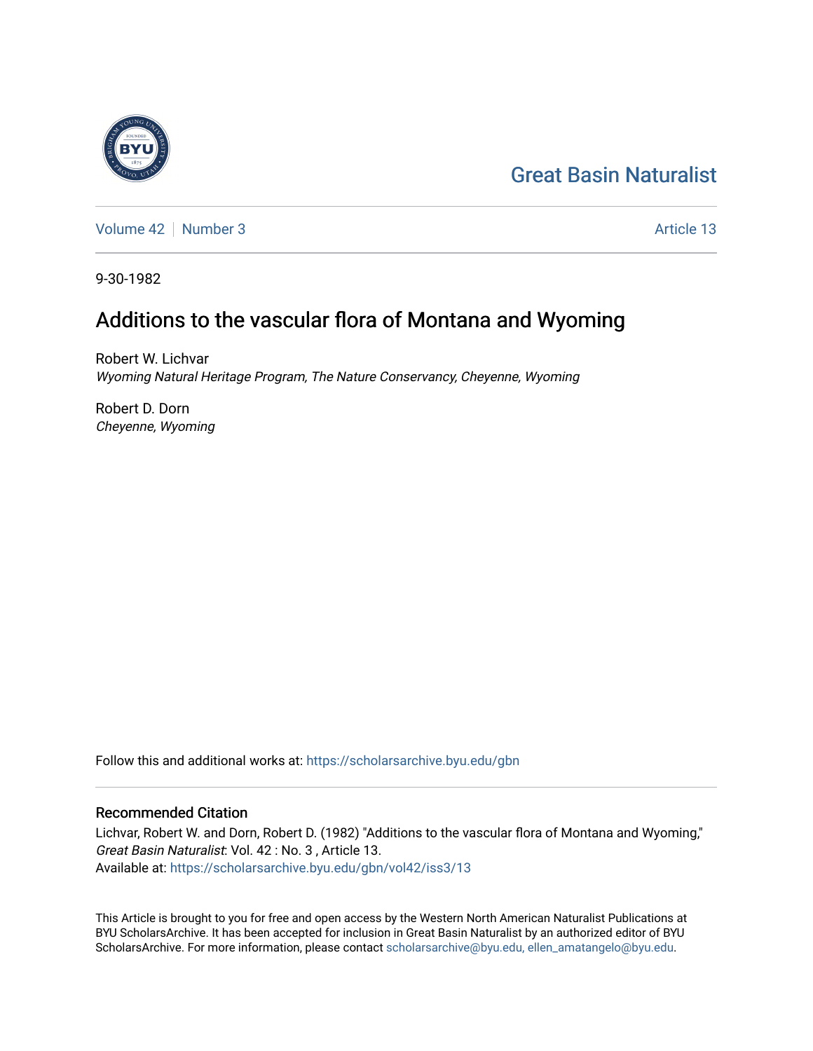Great Basin Naturalist

Volume 42 | Number 3 — Article 13

9-30-1982

# Additions to the vascular flora of Montana and Wyoming

Robert W. Lichvar
*Wyoming Natural Heritage Program, The Nature Conservancy, Cheyenne, Wyoming*

Robert D. Dorn
*Cheyenne, Wyoming*

Follow this and additional works at: https://scholarsarchive.byu.edu/gbn

## Recommended Citation

Lichvar, Robert W. and Dorn, Robert D. (1982) "Additions to the vascular flora of Montana and Wyoming," *Great Basin Naturalist*: Vol. 42 : No. 3 , Article 13.
Available at: https://scholarsarchive.byu.edu/gbn/vol42/iss3/13

This Article is brought to you for free and open access by the Western North American Naturalist Publications at BYU ScholarsArchive. It has been accepted for inclusion in Great Basin Naturalist by an authorized editor of BYU ScholarsArchive. For more information, please contact scholarsarchive@byu.edu, ellen_amatangelo@byu.edu.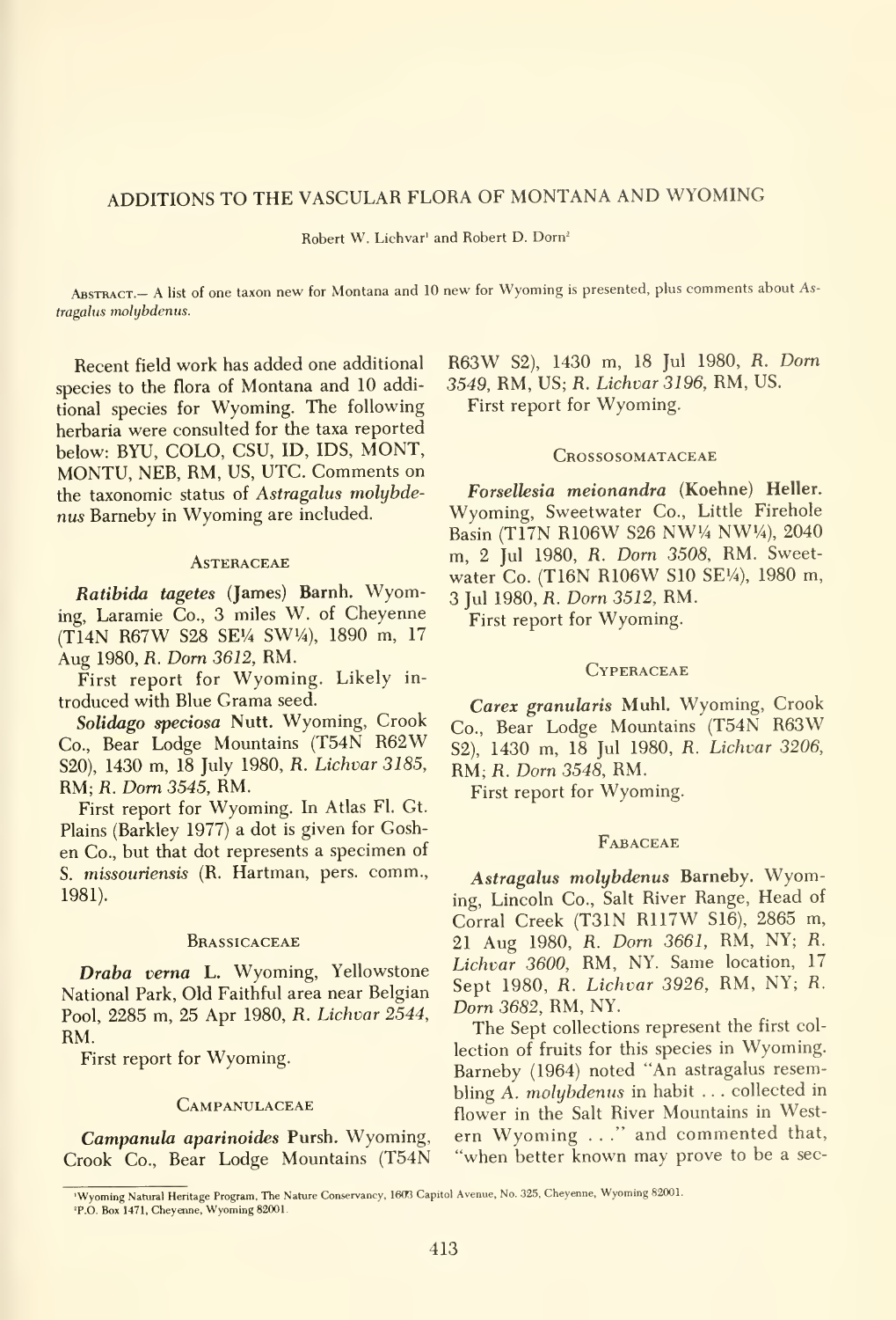# ADDITIONS TO THE VASCULAR FLORA OF MONTANA AND WYOMING

Robert W. Lichvar[1] and Robert D. Dorn[2]

Abstract.— A list of one taxon new for Montana and 10 new for Wyoming is presented, plus comments about *Astragalus molybdenus.*

Recent field work has added one additional species to the flora of Montana and 10 additional species for Wyoming. The following herbaria were consulted for the taxa reported below: BYU, COLO, CSU, ID, IDS, MONT, MONTU, NEB, RM, US, UTC. Comments on the taxonomic status of *Astragalus molybdenus* Barneby in Wyoming are included.

## Asteraceae

***Ratibida tagetes*** **(James) Barnh.** Wyoming, Laramie Co., 3 miles W. of Cheyenne (T14N R67W S28 SE¼ SW¼), 1890 m, 17 Aug 1980, *R. Dorn 3612,* RM.

First report for Wyoming. Likely introduced with Blue Grama seed.

***Solidago speciosa*** **Nutt.** Wyoming, Crook Co., Bear Lodge Mountains (T54N R62W S20), 1430 m, 18 July 1980, *R. Lichvar 3185,* RM; *R. Dorn 3545,* RM.

First report for Wyoming. In Atlas Fl. Gt. Plains (Barkley 1977) a dot is given for Goshen Co., but that dot represents a specimen of *S. missouriensis* (R. Hartman, pers. comm., 1981).

## Brassicaceae

***Draba verna*** **L.** Wyoming, Yellowstone National Park, Old Faithful area near Belgian Pool, 2285 m, 25 Apr 1980, *R. Lichvar 2544,* RM.

First report for Wyoming.

## Campanulaceae

***Campanula aparinoides*** **Pursh.** Wyoming, Crook Co., Bear Lodge Mountains (T54N R63W S2), 1430 m, 18 Jul 1980, *R. Dorn 3549,* RM, US; *R. Lichvar 3196,* RM, US.

First report for Wyoming.

## Crossosomataceae

***Forsellesia meionandra*** **(Koehne) Heller.** Wyoming, Sweetwater Co., Little Firehole Basin (T17N R106W S26 NW¼ NW¼), 2040 m, 2 Jul 1980, *R. Dorn 3508,* RM. Sweetwater Co. (T16N R106W S10 SE¼), 1980 m, 3 Jul 1980, *R. Dorn 3512,* RM.

First report for Wyoming.

## Cyperaceae

***Carex granularis*** **Muhl.** Wyoming, Crook Co., Bear Lodge Mountains (T54N R63W S2), 1430 m, 18 Jul 1980, *R. Lichvar 3206,* RM; *R. Dorn 3548,* RM.

First report for Wyoming.

## Fabaceae

***Astragalus molybdenus*** **Barneby.** Wyoming, Lincoln Co., Salt River Range, Head of Corral Creek (T31N R117W S16), 2865 m, 21 Aug 1980, *R. Dorn 3661,* RM, NY; *R. Lichvar 3600,* RM, NY. Same location, 17 Sept 1980, *R. Lichvar 3926,* RM, NY; *R. Dorn 3682,* RM, NY.

The Sept collections represent the first collection of fruits for this species in Wyoming. Barneby (1964) noted "An astragalus resembling *A. molybdenus* in habit . . . collected in flower in the Salt River Mountains in Western Wyoming . . ." and commented that, "when better known may prove to be a sec-

[1]Wyoming Natural Heritage Program, The Nature Conservancy, 1603 Capitol Avenue, No. 325, Cheyenne, Wyoming 82001.
[2]P.O. Box 1471, Cheyenne, Wyoming 82001.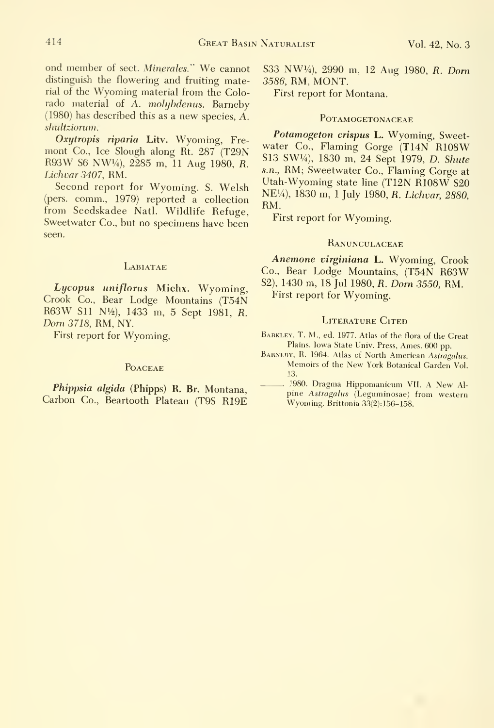ond member of sect. *Minerales*." We cannot distinguish the flowering and fruiting material of the Wyoming material from the Colorado material of *A. molybdenus*. Barneby (1980) has described this as a new species, *A. shultziorum*.

***Oxytropis riparia*** **Litv.** Wyoming, Fremont Co., Ice Slough along Rt. 287 (T29N R93W S6 NW¼), 2285 m, 11 Aug 1980, *R. Lichvar 3407*, RM.

Second report for Wyoming. S. Welsh (pers. comm., 1979) reported a collection from Seedskadee Natl. Wildlife Refuge, Sweetwater Co., but no specimens have been seen.

## Labiatae

***Lycopus uniflorus*** **Michx.** Wyoming, Crook Co., Bear Lodge Mountains (T54N R63W S11 N½), 1433 m, 5 Sept 1981, *R. Dorn 3718*, RM, NY.

First report for Wyoming.

## Poaceae

***Phippsia algida*** **(Phipps) R. Br.** Montana, Carbon Co., Beartooth Plateau (T9S R19E S33 NW¼), 2990 m, 12 Aug 1980, *R. Dorn 3586*, RM, MONT.

First report for Montana.

## Potamogetonaceae

***Potamogeton crispus*** **L.** Wyoming, Sweetwater Co., Flaming Gorge (T14N R108W S13 SW¼), 1830 m, 24 Sept 1979, *D. Shute s.n.*, RM; Sweetwater Co., Flaming Gorge at Utah-Wyoming state line (T12N R108W S20 NE¼), 1830 m, 1 July 1980, *R. Lichvar, 2880*, RM.

First report for Wyoming.

## Ranunculaceae

***Anemone virginiana*** **L.** Wyoming, Crook Co., Bear Lodge Mountains, (T54N R63W S2), 1430 m, 18 Jul 1980, *R. Dorn 3550*, RM.

First report for Wyoming.

## Literature Cited

Barkley, T. M., ed. 1977. Atlas of the flora of the Great Plains. Iowa State Univ. Press, Ames. 600 pp.

Barneby, R. 1964. Atlas of North American *Astragalus*. Memoirs of the New York Botanical Garden Vol. 13.

———. 1980. Dragma Hippomanicum VII. A New Alpine *Astragalus* (Leguminosae) from western Wyoming. Brittonia 33(2):156–158.